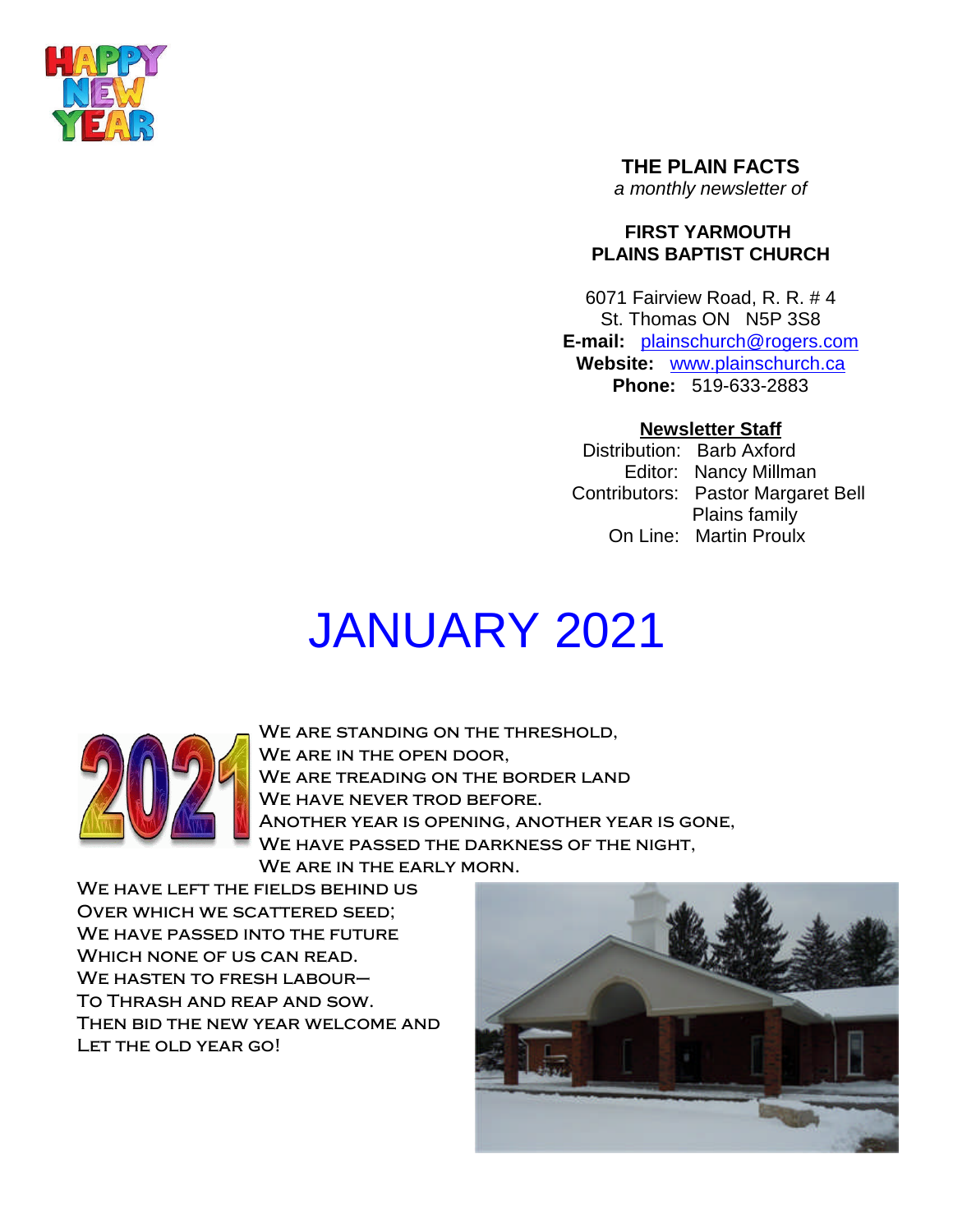**THE PLAIN FACTS**
*a monthly newsletter of*

**FIRST YARMOUTH PLAINS BAPTIST CHURCH**

6071 Fairview Road, R. R. # 4
St. Thomas ON N5P 3S8
**E-mail:** plainschurch@rogers.com
**Website:** www.plainschurch.ca
**Phone:** 519-633-2883

**Newsletter Staff**

Distribution: Barb Axford
Editor: Nancy Millman
Contributors: Pastor Margaret Bell
Plains family
On Line: Martin Proulx

# JANUARY 2021

We are standing on the threshold,
We are in the open door,
We are treading on the border land
We have never trod before.
Another year is opening, another year is gone,
We have passed the darkness of the night,
We are in the early morn.
We have left the fields behind us
Over which we scattered seed;
We have passed into the future
Which none of us can read.
We hasten to fresh labour–
To thrash and reap and sow.
Then bid the new year welcome and
Let the old year go!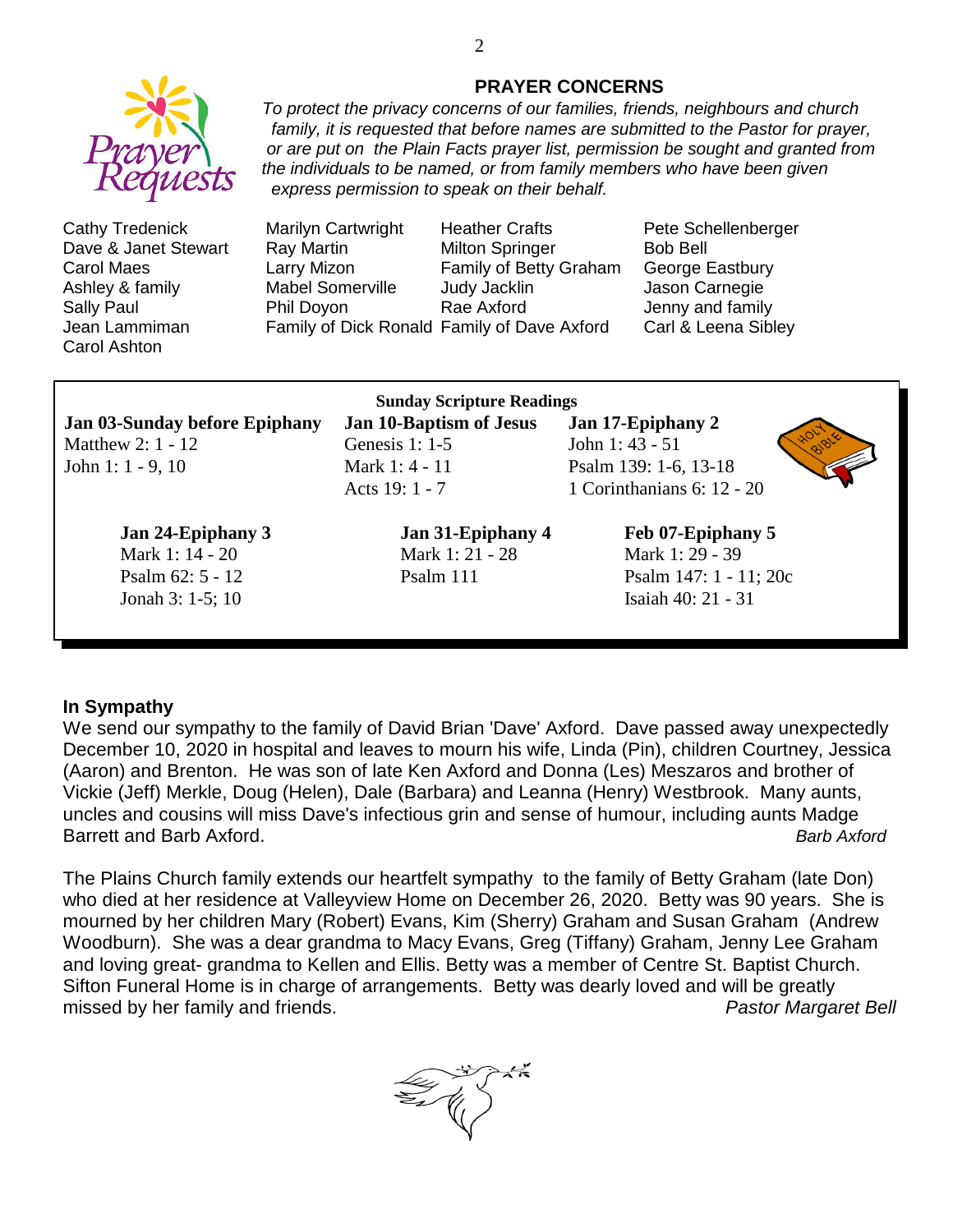## PRAYER CONCERNS

*To protect the privacy concerns of our families, friends, neighbours and church family, it is requested that before names are submitted to the Pastor for prayer, or are put on the Plain Facts prayer list, permission be sought and granted from the individuals to be named, or from family members who have been given express permission to speak on their behalf.*

Cathy Tredenick
Dave & Janet Stewart
Carol Maes
Ashley & family
Sally Paul
Jean Lammiman
Carol Ashton
Marilyn Cartwright
Ray Martin
Larry Mizon
Mabel Somerville
Phil Doyon
Family of Dick Ronald
Heather Crafts
Milton Springer
Family of Betty Graham
Judy Jacklin
Rae Axford
Family of Dave Axford
Pete Schellenberger
Bob Bell
George Eastbury
Jason Carnegie
Jenny and family
Carl & Leena Sibley

**Sunday Scripture Readings**

**Jan 03-Sunday before Epiphany**
Matthew 2: 1 - 12
John 1: 1 - 9, 10

**Jan 10-Baptism of Jesus**
Genesis 1: 1-5
Mark 1: 4 - 11
Acts 19: 1 - 7

**Jan 17-Epiphany 2**
John 1: 43 - 51
Psalm 139: 1-6, 13-18
1 Corinthanians 6: 12 - 20

**Jan 24-Epiphany 3**
Mark 1: 14 - 20
Psalm 62: 5 - 12
Jonah 3: 1-5; 10

**Jan 31-Epiphany 4**
Mark 1: 21 - 28
Psalm 111

**Feb 07-Epiphany 5**
Mark 1: 29 - 39
Psalm 147: 1 - 11; 20c
Isaiah 40: 21 - 31

### In Sympathy

We send our sympathy to the family of David Brian 'Dave' Axford. Dave passed away unexpectedly December 10, 2020 in hospital and leaves to mourn his wife, Linda (Pin), children Courtney, Jessica (Aaron) and Brenton. He was son of late Ken Axford and Donna (Les) Meszaros and brother of Vickie (Jeff) Merkle, Doug (Helen), Dale (Barbara) and Leanna (Henry) Westbrook. Many aunts, uncles and cousins will miss Dave's infectious grin and sense of humour, including aunts Madge Barrett and Barb Axford.

*Barb Axford*

The Plains Church family extends our heartfelt sympathy to the family of Betty Graham (late Don) who died at her residence at Valleyview Home on December 26, 2020. Betty was 90 years. She is mourned by her children Mary (Robert) Evans, Kim (Sherry) Graham and Susan Graham (Andrew Woodburn). She was a dear grandma to Macy Evans, Greg (Tiffany) Graham, Jenny Lee Graham and loving great- grandma to Kellen and Ellis. Betty was a member of Centre St. Baptist Church. Sifton Funeral Home is in charge of arrangements. Betty was dearly loved and will be greatly missed by her family and friends.

*Pastor Margaret Bell*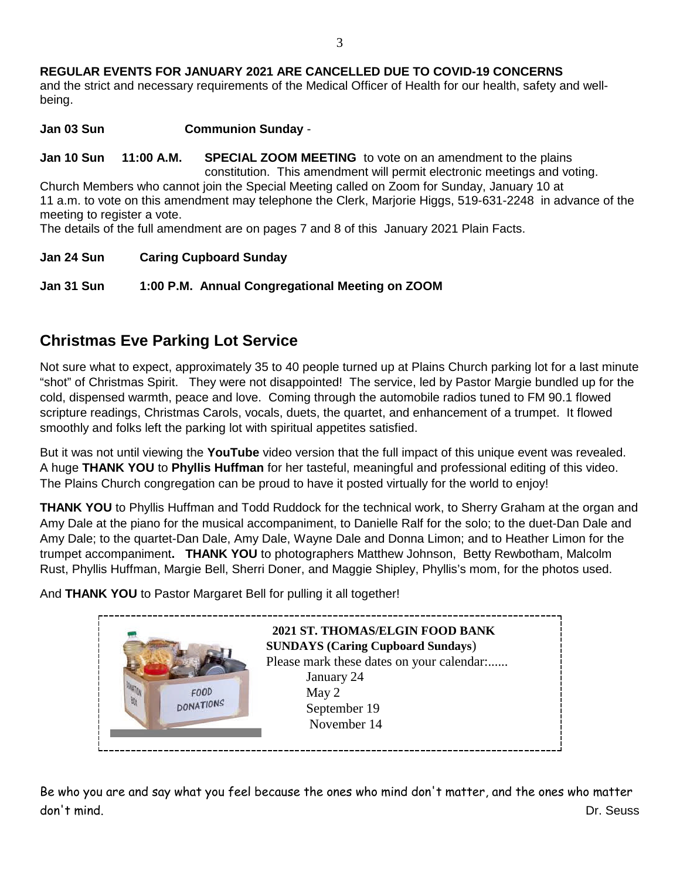**REGULAR EVENTS FOR JANUARY 2021 ARE CANCELLED DUE TO COVID-19 CONCERNS** and the strict and necessary requirements of the Medical Officer of Health for our health, safety and well-being.

**Jan 03 Sun** **Communion Sunday** -

**Jan 10 Sun 11:00 A.M.** **SPECIAL ZOOM MEETING** to vote on an amendment to the plains constitution. This amendment will permit electronic meetings and voting.

Church Members who cannot join the Special Meeting called on Zoom for Sunday, January 10 at 11 a.m. to vote on this amendment may telephone the Clerk, Marjorie Higgs, 519-631-2248 in advance of the meeting to register a vote.

The details of the full amendment are on pages 7 and 8 of this January 2021 Plain Facts.

**Jan 24 Sun** **Caring Cupboard Sunday**

**Jan 31 Sun** **1:00 P.M. Annual Congregational Meeting on ZOOM**

## Christmas Eve Parking Lot Service

Not sure what to expect, approximately 35 to 40 people turned up at Plains Church parking lot for a last minute "shot" of Christmas Spirit. They were not disappointed! The service, led by Pastor Margie bundled up for the cold, dispensed warmth, peace and love. Coming through the automobile radios tuned to FM 90.1 flowed scripture readings, Christmas Carols, vocals, duets, the quartet, and enhancement of a trumpet. It flowed smoothly and folks left the parking lot with spiritual appetites satisfied.

But it was not until viewing the **YouTube** video version that the full impact of this unique event was revealed. A huge **THANK YOU** to **Phyllis Huffman** for her tasteful, meaningful and professional editing of this video. The Plains Church congregation can be proud to have it posted virtually for the world to enjoy!

**THANK YOU** to Phyllis Huffman and Todd Ruddock for the technical work, to Sherry Graham at the organ and Amy Dale at the piano for the musical accompaniment, to Danielle Ralf for the solo; to the duet-Dan Dale and Amy Dale; to the quartet-Dan Dale, Amy Dale, Wayne Dale and Donna Limon; and to Heather Limon for the trumpet accompaniment**.** **THANK YOU** to photographers Matthew Johnson, Betty Rewbotham, Malcolm Rust, Phyllis Huffman, Margie Bell, Sherri Doner, and Maggie Shipley, Phyllis's mom, for the photos used.

And **THANK YOU** to Pastor Margaret Bell for pulling it all together!

**2021 ST. THOMAS/ELGIN FOOD BANK SUNDAYS (Caring Cupboard Sundays)**

Please mark these dates on your calendar:......

- January 24
- May 2
- September 19
- November 14

Be who you are and say what you feel because the ones who mind don't matter, and the ones who matter don't mind.

Dr. Seuss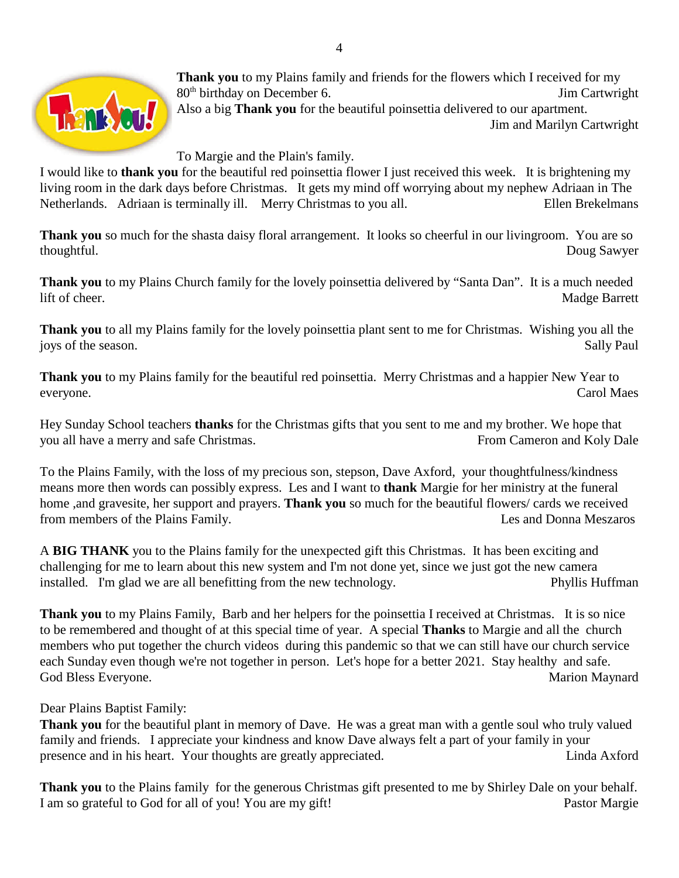**Thank you** to my Plains family and friends for the flowers which I received for my 80th birthday on December 6. Jim Cartwright

Also a big **Thank you** for the beautiful poinsettia delivered to our apartment. Jim and Marilyn Cartwright

To Margie and the Plain's family.

I would like to **thank you** for the beautiful red poinsettia flower I just received this week. It is brightening my living room in the dark days before Christmas. It gets my mind off worrying about my nephew Adriaan in The Netherlands. Adriaan is terminally ill. Merry Christmas to you all. Ellen Brekelmans

**Thank you** so much for the shasta daisy floral arrangement. It looks so cheerful in our livingroom. You are so thoughtful. Doug Sawyer

**Thank you** to my Plains Church family for the lovely poinsettia delivered by "Santa Dan". It is a much needed lift of cheer. Madge Barrett

**Thank you** to all my Plains family for the lovely poinsettia plant sent to me for Christmas. Wishing you all the joys of the season. Sally Paul

**Thank you** to my Plains family for the beautiful red poinsettia. Merry Christmas and a happier New Year to everyone. Carol Maes

Hey Sunday School teachers **thanks** for the Christmas gifts that you sent to me and my brother. We hope that you all have a merry and safe Christmas. From Cameron and Koly Dale

To the Plains Family, with the loss of my precious son, stepson, Dave Axford, your thoughtfulness/kindness means more then words can possibly express. Les and I want to **thank** Margie for her ministry at the funeral home ,and gravesite, her support and prayers. **Thank you** so much for the beautiful flowers/ cards we received from members of the Plains Family. Les and Donna Meszaros

A **BIG THANK** you to the Plains family for the unexpected gift this Christmas. It has been exciting and challenging for me to learn about this new system and I'm not done yet, since we just got the new camera installed. I'm glad we are all benefitting from the new technology. Phyllis Huffman

**Thank you** to my Plains Family, Barb and her helpers for the poinsettia I received at Christmas. It is so nice to be remembered and thought of at this special time of year. A special **Thanks** to Margie and all the church members who put together the church videos during this pandemic so that we can still have our church service each Sunday even though we're not together in person. Let's hope for a better 2021. Stay healthy and safe. God Bless Everyone. Marion Maynard

Dear Plains Baptist Family:

**Thank you** for the beautiful plant in memory of Dave. He was a great man with a gentle soul who truly valued family and friends. I appreciate your kindness and know Dave always felt a part of your family in your presence and in his heart. Your thoughts are greatly appreciated. Linda Axford

**Thank you** to the Plains family for the generous Christmas gift presented to me by Shirley Dale on your behalf. I am so grateful to God for all of you! You are my gift! Pastor Margie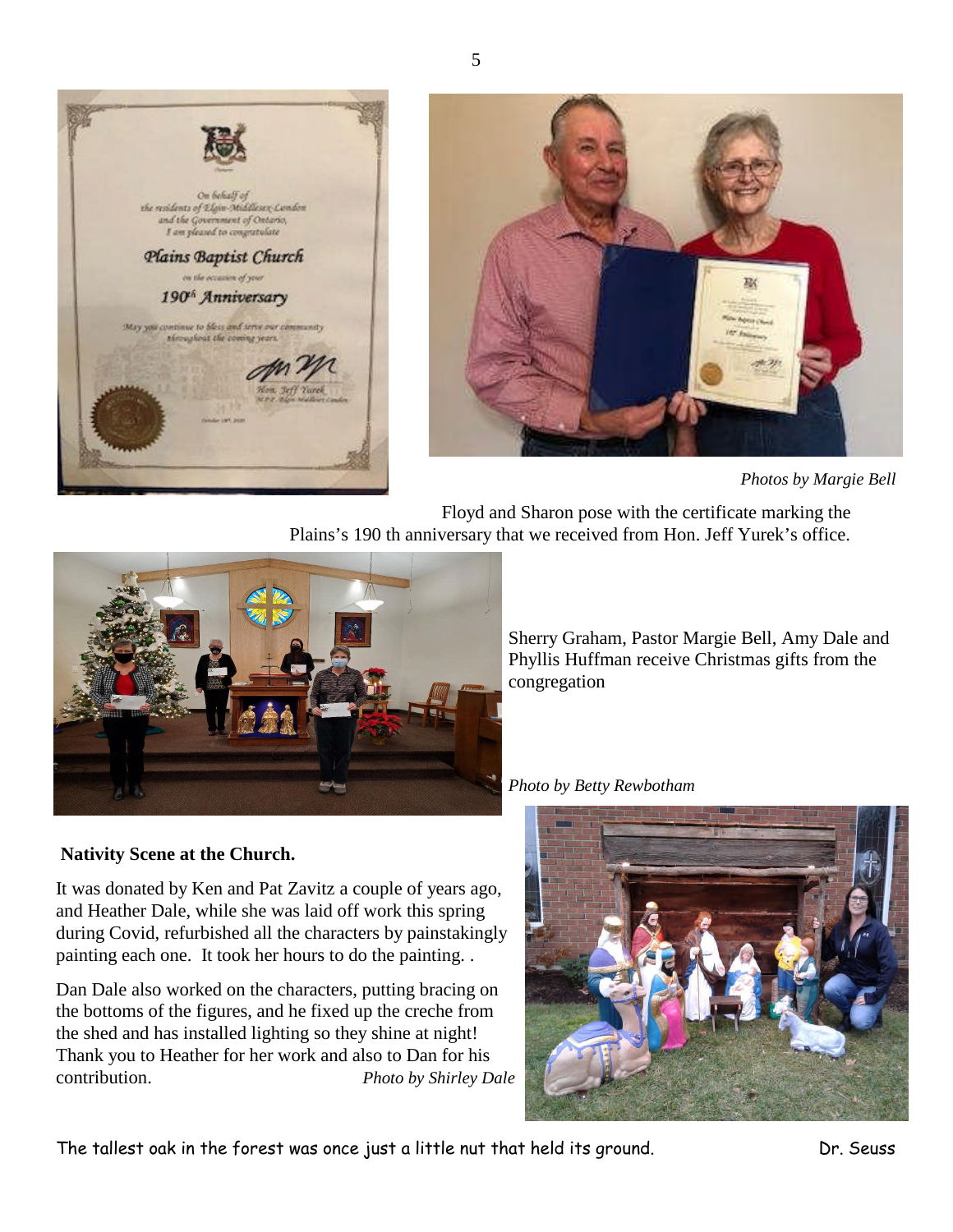*Photos by Margie Bell*

Floyd and Sharon pose with the certificate marking the Plains's 190 th anniversary that we received from Hon. Jeff Yurek's office.

Sherry Graham, Pastor Margie Bell, Amy Dale and Phyllis Huffman receive Christmas gifts from the congregation

*Photo by Betty Rewbotham*

**Nativity Scene at the Church.**

It was donated by Ken and Pat Zavitz a couple of years ago, and Heather Dale, while she was laid off work this spring during Covid, refurbished all the characters by painstakingly painting each one. It took her hours to do the painting. .

Dan Dale also worked on the characters, putting bracing on the bottoms of the figures, and he fixed up the creche from the shed and has installed lighting so they shine at night! Thank you to Heather for her work and also to Dan for his contribution. *Photo by Shirley Dale*

The tallest oak in the forest was once just a little nut that held its ground. Dr. Seuss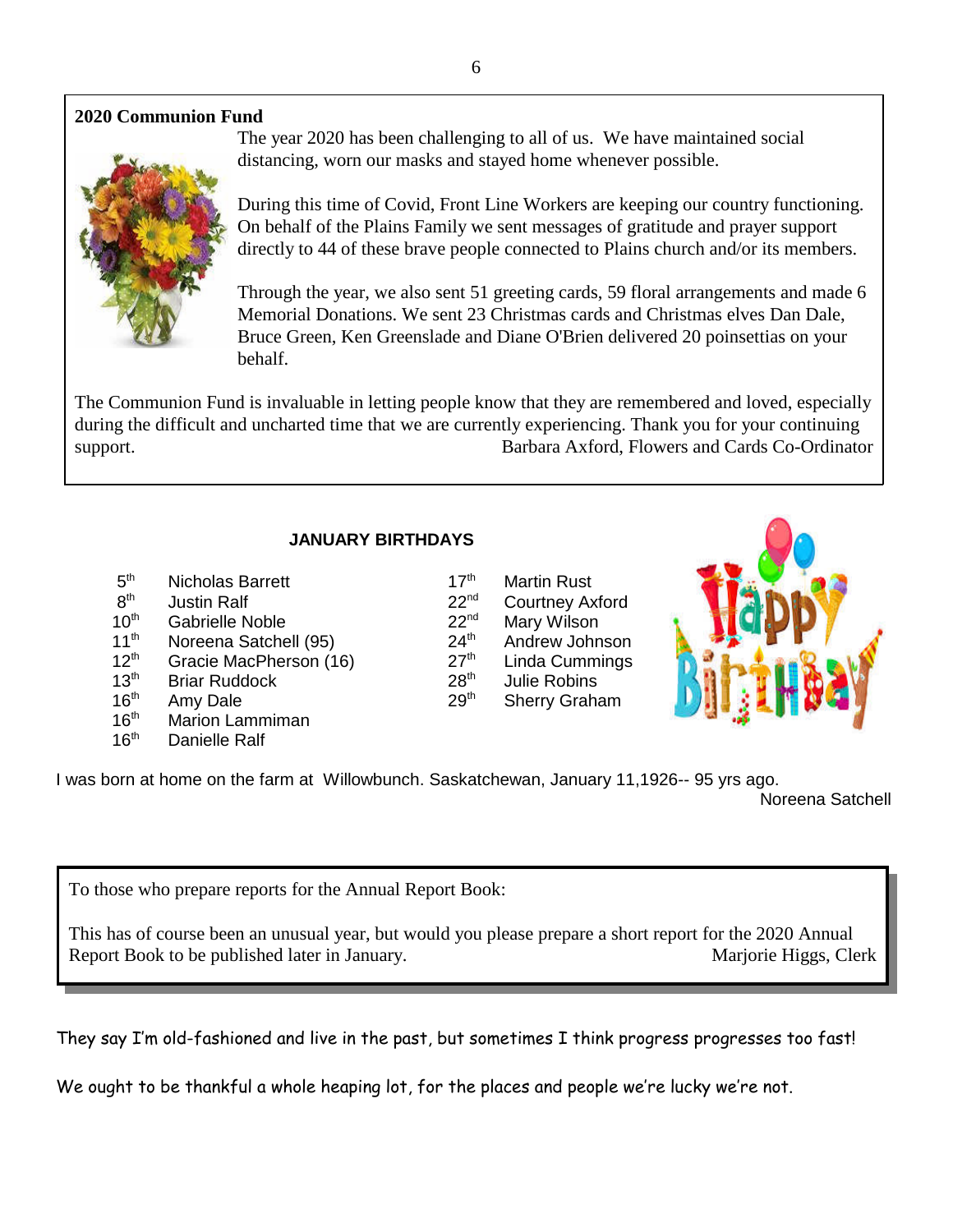## 2020 Communion Fund

The year 2020 has been challenging to all of us. We have maintained social distancing, worn our masks and stayed home whenever possible.

During this time of Covid, Front Line Workers are keeping our country functioning. On behalf of the Plains Family we sent messages of gratitude and prayer support directly to 44 of these brave people connected to Plains church and/or its members.

Through the year, we also sent 51 greeting cards, 59 floral arrangements and made 6 Memorial Donations. We sent 23 Christmas cards and Christmas elves Dan Dale, Bruce Green, Ken Greenslade and Diane O'Brien delivered 20 poinsettias on your behalf.

The Communion Fund is invaluable in letting people know that they are remembered and loved, especially during the difficult and uncharted time that we are currently experiencing. Thank you for your continuing support.

Barbara Axford, Flowers and Cards Co-Ordinator

## JANUARY BIRTHDAYS

| | |
|---|---|
| 5th | Nicholas Barrett |
| 8th | Justin Ralf |
| 10th | Gabrielle Noble |
| 11th | Noreena Satchell (95) |
| 12th | Gracie MacPherson (16) |
| 13th | Briar Ruddock |
| 16th | Amy Dale |
| 16th | Marion Lammiman |
| 16th | Danielle Ralf |
| 17th | Martin Rust |
| 22nd | Courtney Axford |
| 22nd | Mary Wilson |
| 24th | Andrew Johnson |
| 27th | Linda Cummings |
| 28th | Julie Robins |
| 29th | Sherry Graham |

I was born at home on the farm at Willowbunch. Saskatchewan, January 11,1926-- 95 yrs ago.

Noreena Satchell

To those who prepare reports for the Annual Report Book:

This has of course been an unusual year, but would you please prepare a short report for the 2020 Annual Report Book to be published later in January.

Marjorie Higgs, Clerk

They say I'm old-fashioned and live in the past, but sometimes I think progress progresses too fast!

We ought to be thankful a whole heaping lot, for the places and people we're lucky we're not.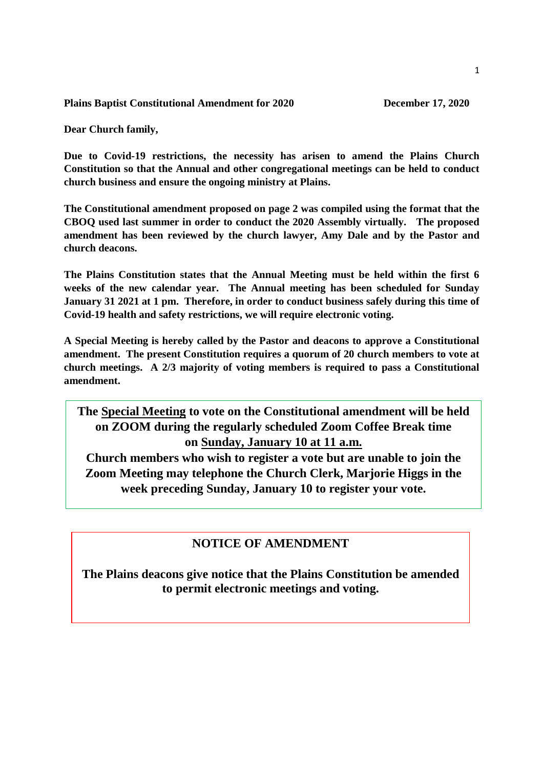**Plains Baptist Constitutional Amendment for 2020** **December 17, 2020**

**Dear Church family,**

**Due to Covid-19 restrictions, the necessity has arisen to amend the Plains Church Constitution so that the Annual and other congregational meetings can be held to conduct church business and ensure the ongoing ministry at Plains.**

**The Constitutional amendment proposed on page 2 was compiled using the format that the CBOQ used last summer in order to conduct the 2020 Assembly virtually. The proposed amendment has been reviewed by the church lawyer, Amy Dale and by the Pastor and church deacons.**

**The Plains Constitution states that the Annual Meeting must be held within the first 6 weeks of the new calendar year. The Annual meeting has been scheduled for Sunday January 31 2021 at 1 pm. Therefore, in order to conduct business safely during this time of Covid-19 health and safety restrictions, we will require electronic voting.**

**A Special Meeting is hereby called by the Pastor and deacons to approve a Constitutional amendment. The present Constitution requires a quorum of 20 church members to vote at church meetings. A 2/3 majority of voting members is required to pass a Constitutional amendment.**

**The <u>Special Meeting</u> to vote on the Constitutional amendment will be held on ZOOM during the regularly scheduled Zoom Coffee Break time on <u>Sunday, January 10 at 11 a.m.</u>**

**Church members who wish to register a vote but are unable to join the Zoom Meeting may telephone the Church Clerk, Marjorie Higgs in the week preceding Sunday, January 10 to register your vote.**

**NOTICE OF AMENDMENT**

**The Plains deacons give notice that the Plains Constitution be amended to permit electronic meetings and voting.**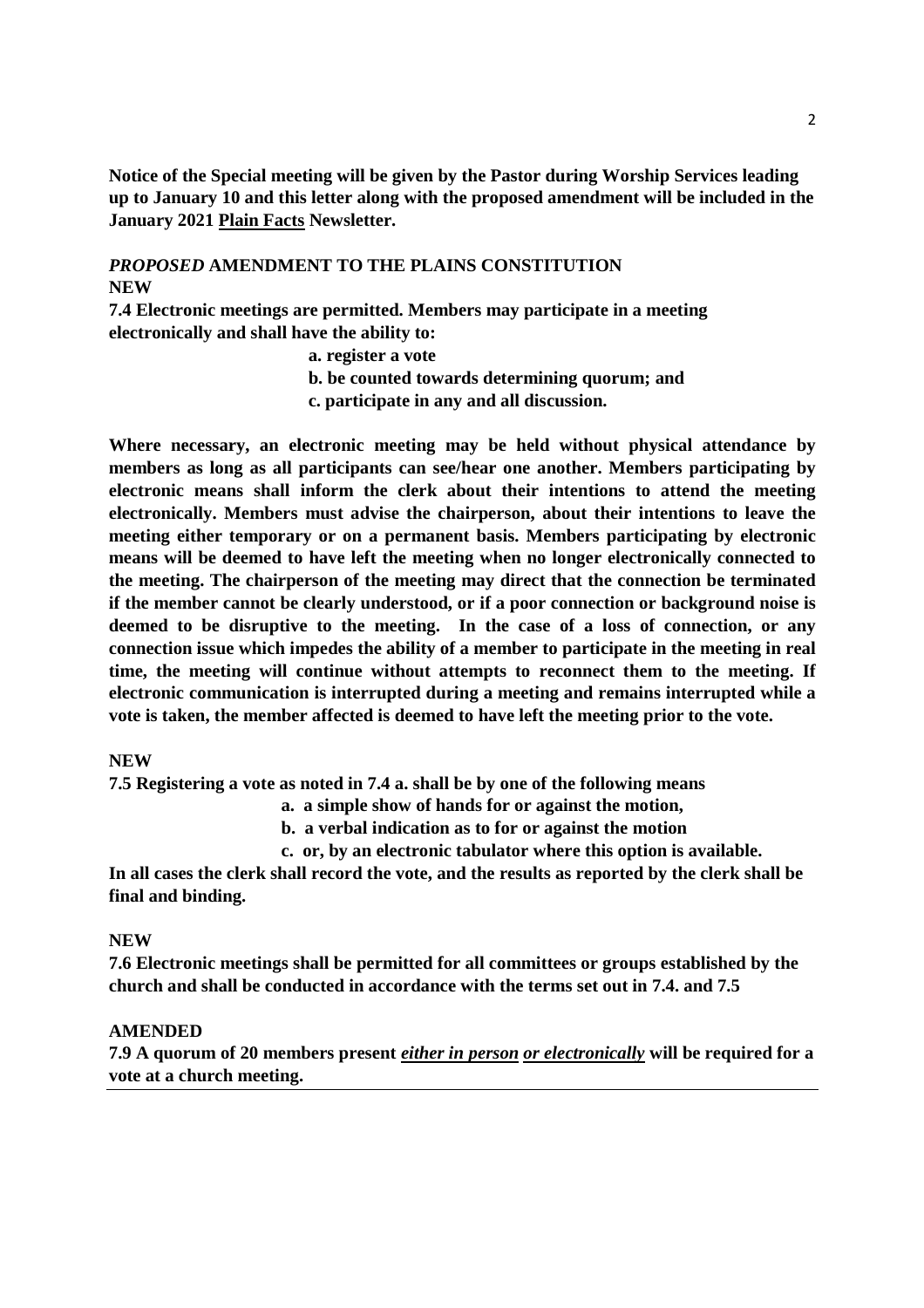**Notice of the Special meeting will be given by the Pastor during Worship Services leading up to January 10 and this letter along with the proposed amendment will be included in the January 2021 Plain Facts Newsletter.**

***PROPOSED* AMENDMENT TO THE PLAINS CONSTITUTION**

**NEW**

**7.4 Electronic meetings are permitted. Members may participate in a meeting electronically and shall have the ability to:**

- **a. register a vote**
- **b. be counted towards determining quorum; and**
- **c. participate in any and all discussion.**

**Where necessary, an electronic meeting may be held without physical attendance by members as long as all participants can see/hear one another. Members participating by electronic means shall inform the clerk about their intentions to attend the meeting electronically. Members must advise the chairperson, about their intentions to leave the meeting either temporary or on a permanent basis. Members participating by electronic means will be deemed to have left the meeting when no longer electronically connected to the meeting. The chairperson of the meeting may direct that the connection be terminated if the member cannot be clearly understood, or if a poor connection or background noise is deemed to be disruptive to the meeting. In the case of a loss of connection, or any connection issue which impedes the ability of a member to participate in the meeting in real time, the meeting will continue without attempts to reconnect them to the meeting. If electronic communication is interrupted during a meeting and remains interrupted while a vote is taken, the member affected is deemed to have left the meeting prior to the vote.**

**NEW**

**7.5 Registering a vote as noted in 7.4 a. shall be by one of the following means**

- **a. a simple show of hands for or against the motion,**
- **b. a verbal indication as to for or against the motion**
- **c. or, by an electronic tabulator where this option is available.**

**In all cases the clerk shall record the vote, and the results as reported by the clerk shall be final and binding.**

**NEW**

**7.6 Electronic meetings shall be permitted for all committees or groups established by the church and shall be conducted in accordance with the terms set out in 7.4. and 7.5**

**AMENDED**

**7.9 A quorum of 20 members present *either in person or electronically* will be required for a vote at a church meeting.**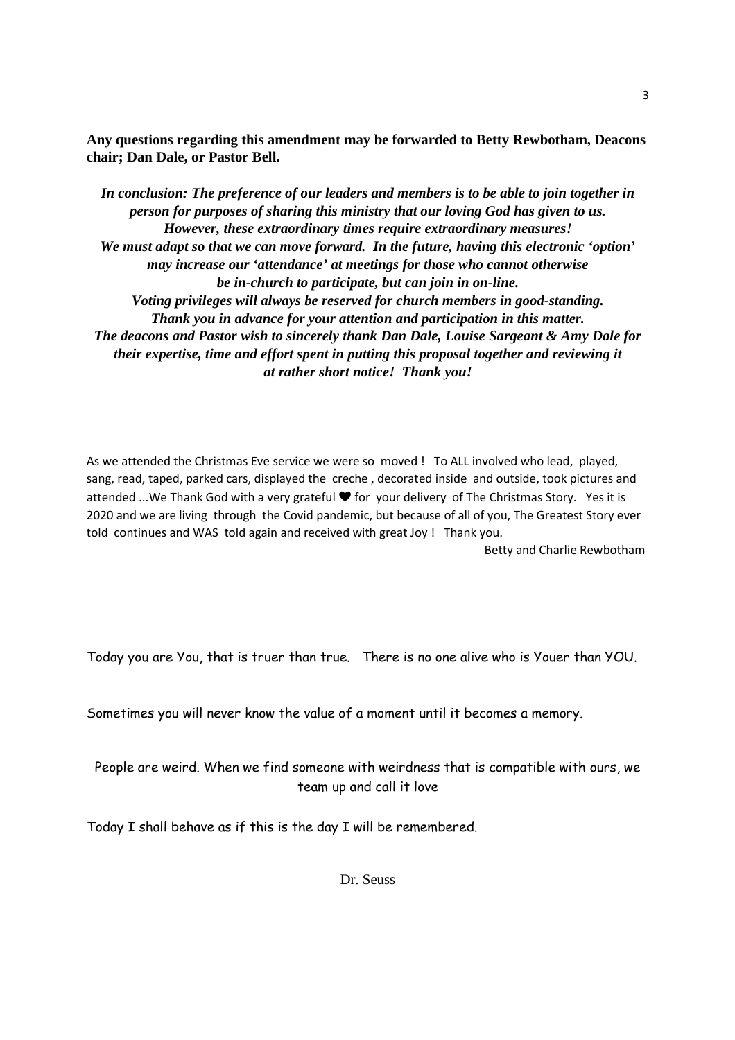**Any questions regarding this amendment may be forwarded to Betty Rewbotham, Deacons chair; Dan Dale, or Pastor Bell.**

***In conclusion: The preference of our leaders and members is to be able to join together in person for purposes of sharing this ministry that our loving God has given to us. However, these extraordinary times require extraordinary measures! We must adapt so that we can move forward. In the future, having this electronic 'option' may increase our 'attendance' at meetings for those who cannot otherwise be in-church to participate, but can join in on-line. Voting privileges will always be reserved for church members in good-standing. Thank you in advance for your attention and participation in this matter. The deacons and Pastor wish to sincerely thank Dan Dale, Louise Sargeant & Amy Dale for their expertise, time and effort spent in putting this proposal together and reviewing it at rather short notice! Thank you!***

As we attended the Christmas Eve service we were so moved ! To ALL involved who lead, played, sang, read, taped, parked cars, displayed the creche , decorated inside and outside, took pictures and attended ...We Thank God with a very grateful ❤ for your delivery of The Christmas Story. Yes it is 2020 and we are living through the Covid pandemic, but because of all of you, The Greatest Story ever told continues and WAS told again and received with great Joy ! Thank you.

Betty and Charlie Rewbotham

Today you are You, that is truer than true. There is no one alive who is Youer than YOU.

Sometimes you will never know the value of a moment until it becomes a memory.

People are weird. When we find someone with weirdness that is compatible with ours, we team up and call it love

Today I shall behave as if this is the day I will be remembered.

Dr. Seuss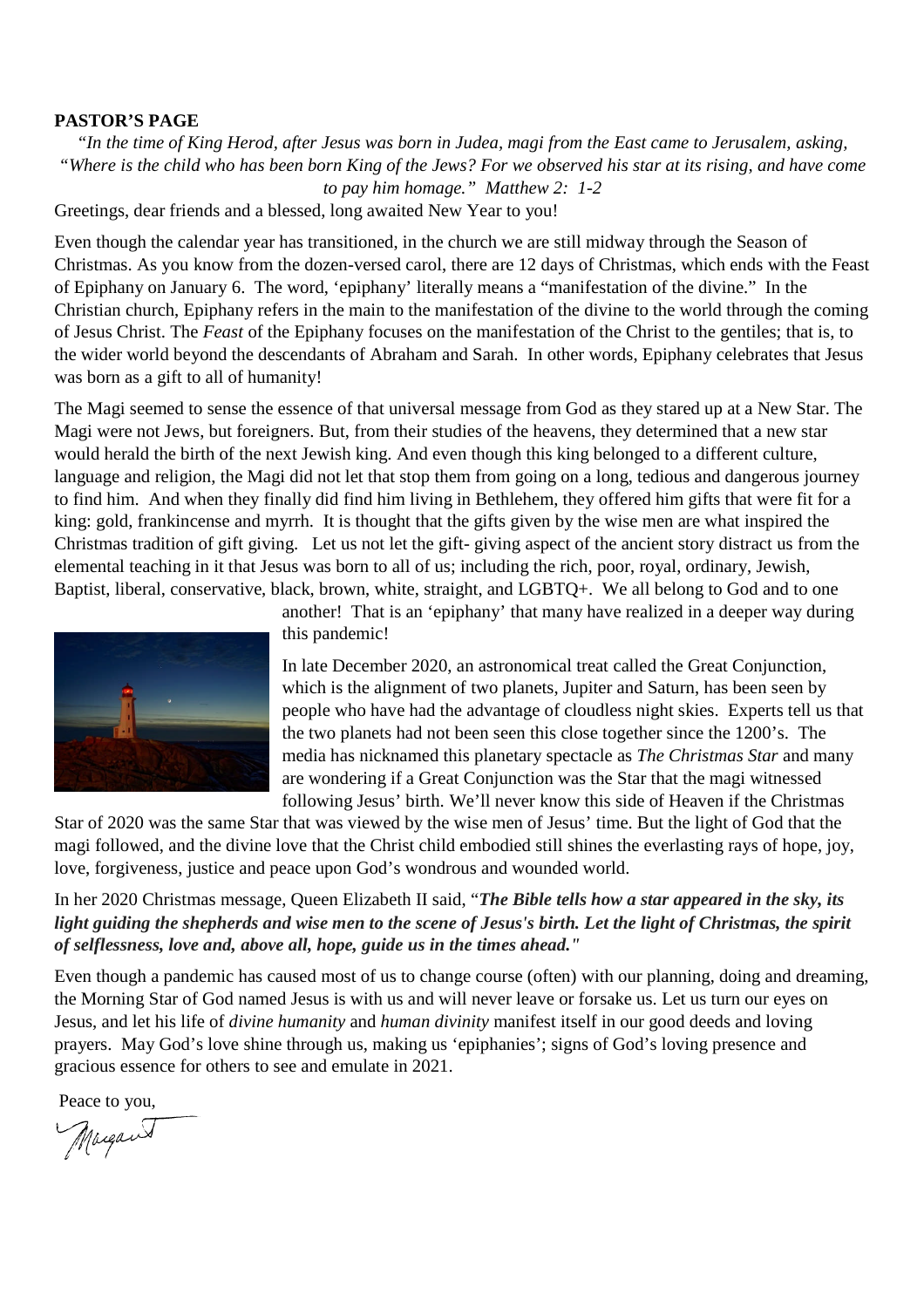**PASTOR'S PAGE**

*"In the time of King Herod, after Jesus was born in Judea, magi from the East came to Jerusalem, asking, "Where is the child who has been born King of the Jews? For we observed his star at its rising, and have come to pay him homage." Matthew 2: 1-2*

Greetings, dear friends and a blessed, long awaited New Year to you!

Even though the calendar year has transitioned, in the church we are still midway through the Season of Christmas. As you know from the dozen-versed carol, there are 12 days of Christmas, which ends with the Feast of Epiphany on January 6. The word, 'epiphany' literally means a "manifestation of the divine." In the Christian church, Epiphany refers in the main to the manifestation of the divine to the world through the coming of Jesus Christ. The *Feast* of the Epiphany focuses on the manifestation of the Christ to the gentiles; that is, to the wider world beyond the descendants of Abraham and Sarah. In other words, Epiphany celebrates that Jesus was born as a gift to all of humanity!

The Magi seemed to sense the essence of that universal message from God as they stared up at a New Star. The Magi were not Jews, but foreigners. But, from their studies of the heavens, they determined that a new star would herald the birth of the next Jewish king. And even though this king belonged to a different culture, language and religion, the Magi did not let that stop them from going on a long, tedious and dangerous journey to find him. And when they finally did find him living in Bethlehem, they offered him gifts that were fit for a king: gold, frankincense and myrrh. It is thought that the gifts given by the wise men are what inspired the Christmas tradition of gift giving. Let us not let the gift- giving aspect of the ancient story distract us from the elemental teaching in it that Jesus was born to all of us; including the rich, poor, royal, ordinary, Jewish, Baptist, liberal, conservative, black, brown, white, straight, and LGBTQ+. We all belong to God and to one another! That is an 'epiphany' that many have realized in a deeper way during this pandemic!

In late December 2020, an astronomical treat called the Great Conjunction, which is the alignment of two planets, Jupiter and Saturn, has been seen by people who have had the advantage of cloudless night skies. Experts tell us that the two planets had not been seen this close together since the 1200's. The media has nicknamed this planetary spectacle as *The Christmas Star* and many are wondering if a Great Conjunction was the Star that the magi witnessed following Jesus' birth. We'll never know this side of Heaven if the Christmas Star of 2020 was the same Star that was viewed by the wise men of Jesus' time. But the light of God that the magi followed, and the divine love that the Christ child embodied still shines the everlasting rays of hope, joy, love, forgiveness, justice and peace upon God's wondrous and wounded world.

In her 2020 Christmas message, Queen Elizabeth II said, "***The Bible tells how a star appeared in the sky, its light guiding the shepherds and wise men to the scene of Jesus's birth. Let the light of Christmas, the spirit of selflessness, love and, above all, hope, guide us in the times ahead."***

Even though a pandemic has caused most of us to change course (often) with our planning, doing and dreaming, the Morning Star of God named Jesus is with us and will never leave or forsake us. Let us turn our eyes on Jesus, and let his life of *divine humanity* and *human divinity* manifest itself in our good deeds and loving prayers. May God's love shine through us, making us 'epiphanies'; signs of God's loving presence and gracious essence for others to see and emulate in 2021.

Peace to you,

Margaret